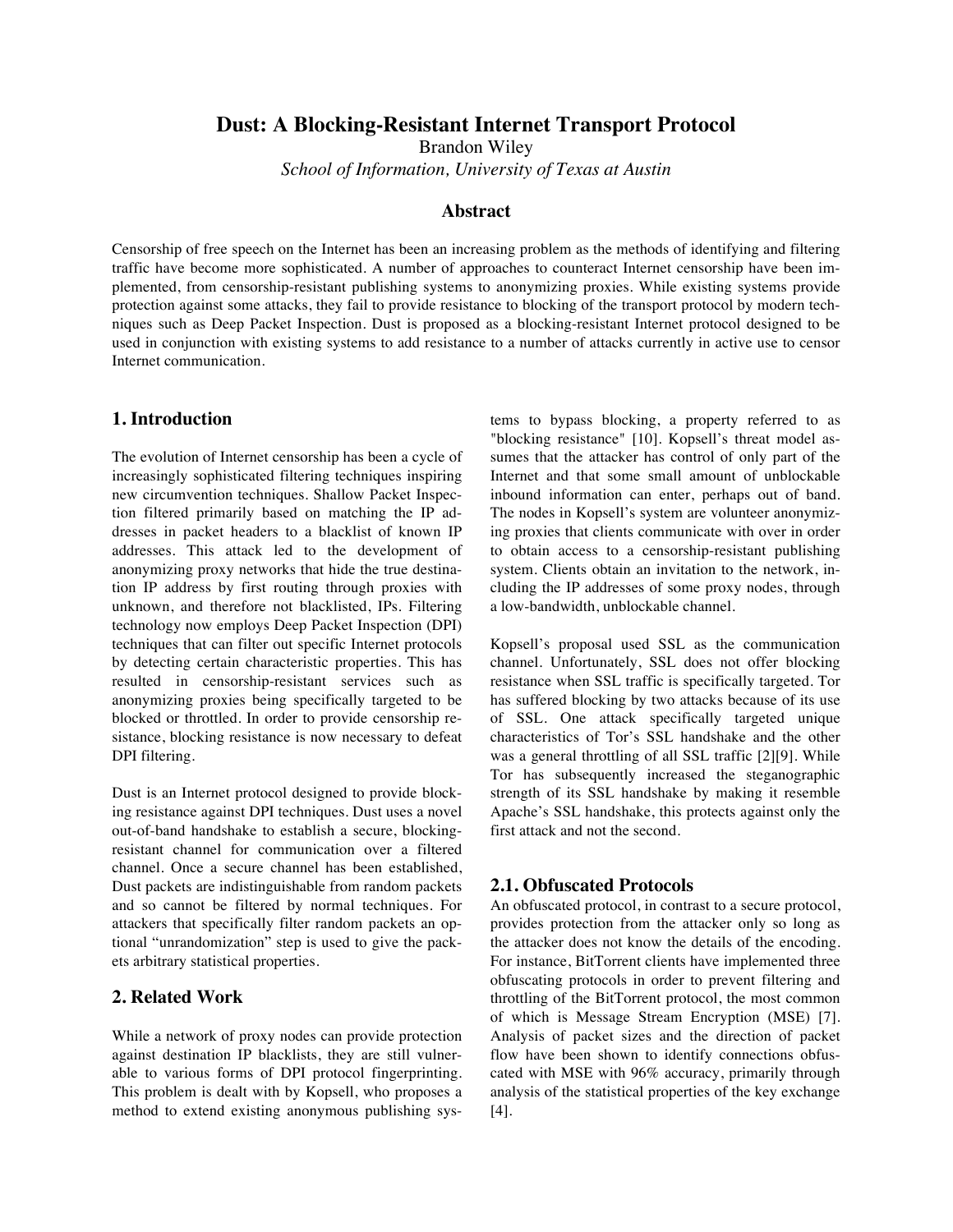# Dust: A Blocking-Resistant Internet Transport Protocol

Brandon Wiley

*School of Information, University of Texas at Austin*

## Abstract

Censorship of free speech on the Internet has been an increasing problem as the methods of identifying and filtering traffic have become more sophisticated. A number of approaches to counteract Internet censorship have been implemented, from censorship-resistant publishing systems to anonymizing proxies. While existing systems provide protection against some attacks, they fail to provide resistance to blocking of the transport protocol by modern techniques such as Deep Packet Inspection. Dust is proposed as a blocking-resistant Internet protocol designed to be used in conjunction with existing systems to add resistance to a number of attacks currently in active use to censor Internet communication.

## 1. Introduction

The evolution of Internet censorship has been a cycle of increasingly sophisticated filtering techniques inspiring new circumvention techniques. Shallow Packet Inspection filtered primarily based on matching the IP addresses in packet headers to a blacklist of known IP addresses. This attack led to the development of anonymizing proxy networks that hide the true destination IP address by first routing through proxies with unknown, and therefore not blacklisted, IPs. Filtering technology now employs Deep Packet Inspection (DPI) techniques that can filter out specific Internet protocols by detecting certain characteristic properties. This has resulted in censorship-resistant services such as anonymizing proxies being specifically targeted to be blocked or throttled. In order to provide censorship resistance, blocking resistance is now necessary to defeat DPI filtering.

Dust is an Internet protocol designed to provide blocking resistance against DPI techniques. Dust uses a novel out-of-band handshake to establish a secure, blocking-resistant channel for communication over a filtered channel. Once a secure channel has been established, Dust packets are indistinguishable from random packets and so cannot be filtered by normal techniques. For attackers that specifically filter random packets an optional "unrandomization" step is used to give the packets arbitrary statistical properties.

## 2. Related Work

While a network of proxy nodes can provide protection against destination IP blacklists, they are still vulnerable to various forms of DPI protocol fingerprinting. This problem is dealt with by Kopsell, who proposes a method to extend existing anonymous publishing systems to bypass blocking, a property referred to as "blocking resistance" [10]. Kopsell's threat model assumes that the attacker has control of only part of the Internet and that some small amount of unblockable inbound information can enter, perhaps out of band. The nodes in Kopsell's system are volunteer anonymizing proxies that clients communicate with over in order to obtain access to a censorship-resistant publishing system. Clients obtain an invitation to the network, including the IP addresses of some proxy nodes, through a low-bandwidth, unblockable channel.

Kopsell's proposal used SSL as the communication channel. Unfortunately, SSL does not offer blocking resistance when SSL traffic is specifically targeted. Tor has suffered blocking by two attacks because of its use of SSL. One attack specifically targeted unique characteristics of Tor's SSL handshake and the other was a general throttling of all SSL traffic [2][9]. While Tor has subsequently increased the steganographic strength of its SSL handshake by making it resemble Apache's SSL handshake, this protects against only the first attack and not the second.

### 2.1. Obfuscated Protocols

An obfuscated protocol, in contrast to a secure protocol, provides protection from the attacker only so long as the attacker does not know the details of the encoding. For instance, BitTorrent clients have implemented three obfuscating protocols in order to prevent filtering and throttling of the BitTorrent protocol, the most common of which is Message Stream Encryption (MSE) [7]. Analysis of packet sizes and the direction of packet flow have been shown to identify connections obfuscated with MSE with 96% accuracy, primarily through analysis of the statistical properties of the key exchange [4].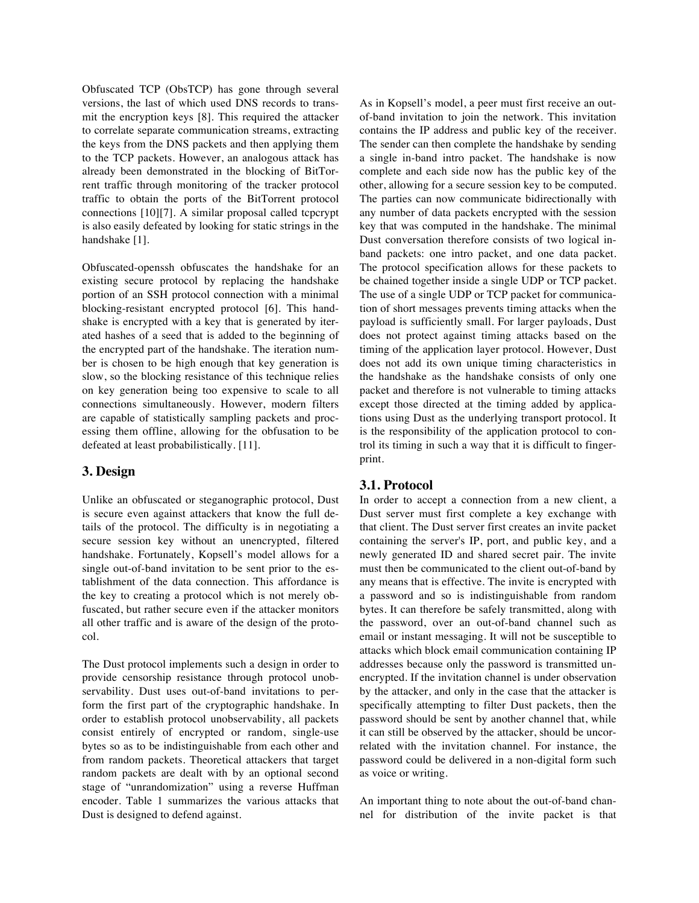Obfuscated TCP (ObsTCP) has gone through several versions, the last of which used DNS records to transmit the encryption keys [8]. This required the attacker to correlate separate communication streams, extracting the keys from the DNS packets and then applying them to the TCP packets. However, an analogous attack has already been demonstrated in the blocking of BitTorrent traffic through monitoring of the tracker protocol traffic to obtain the ports of the BitTorrent protocol connections [10][7]. A similar proposal called tcpcrypt is also easily defeated by looking for static strings in the handshake [1].

Obfuscated-openssh obfuscates the handshake for an existing secure protocol by replacing the handshake portion of an SSH protocol connection with a minimal blocking-resistant encrypted protocol [6]. This handshake is encrypted with a key that is generated by iterated hashes of a seed that is added to the beginning of the encrypted part of the handshake. The iteration number is chosen to be high enough that key generation is slow, so the blocking resistance of this technique relies on key generation being too expensive to scale to all connections simultaneously. However, modern filters are capable of statistically sampling packets and processing them offline, allowing for the obfusation to be defeated at least probabilistically. [11].

## 3. Design

Unlike an obfuscated or steganographic protocol, Dust is secure even against attackers that know the full details of the protocol. The difficulty is in negotiating a secure session key without an unencrypted, filtered handshake. Fortunately, Kopsell's model allows for a single out-of-band invitation to be sent prior to the establishment of the data connection. This affordance is the key to creating a protocol which is not merely obfuscated, but rather secure even if the attacker monitors all other traffic and is aware of the design of the protocol.

The Dust protocol implements such a design in order to provide censorship resistance through protocol unobservability. Dust uses out-of-band invitations to perform the first part of the cryptographic handshake. In order to establish protocol unobservability, all packets consist entirely of encrypted or random, single-use bytes so as to be indistinguishable from each other and from random packets. Theoretical attackers that target random packets are dealt with by an optional second stage of "unrandomization" using a reverse Huffman encoder. Table 1 summarizes the various attacks that Dust is designed to defend against.

As in Kopsell's model, a peer must first receive an out-of-band invitation to join the network. This invitation contains the IP address and public key of the receiver. The sender can then complete the handshake by sending a single in-band intro packet. The handshake is now complete and each side now has the public key of the other, allowing for a secure session key to be computed. The parties can now communicate bidirectionally with any number of data packets encrypted with the session key that was computed in the handshake. The minimal Dust conversation therefore consists of two logical in-band packets: one intro packet, and one data packet. The protocol specification allows for these packets to be chained together inside a single UDP or TCP packet. The use of a single UDP or TCP packet for communication of short messages prevents timing attacks when the payload is sufficiently small. For larger payloads, Dust does not protect against timing attacks based on the timing of the application layer protocol. However, Dust does not add its own unique timing characteristics in the handshake as the handshake consists of only one packet and therefore is not vulnerable to timing attacks except those directed at the timing added by applications using Dust as the underlying transport protocol. It is the responsibility of the application protocol to control its timing in such a way that it is difficult to fingerprint.

### 3.1. Protocol

In order to accept a connection from a new client, a Dust server must first complete a key exchange with that client. The Dust server first creates an invite packet containing the server's IP, port, and public key, and a newly generated ID and shared secret pair. The invite must then be communicated to the client out-of-band by any means that is effective. The invite is encrypted with a password and so is indistinguishable from random bytes. It can therefore be safely transmitted, along with the password, over an out-of-band channel such as email or instant messaging. It will not be susceptible to attacks which block email communication containing IP addresses because only the password is transmitted unencrypted. If the invitation channel is under observation by the attacker, and only in the case that the attacker is specifically attempting to filter Dust packets, then the password should be sent by another channel that, while it can still be observed by the attacker, should be uncorrelated with the invitation channel. For instance, the password could be delivered in a non-digital form such as voice or writing.

An important thing to note about the out-of-band channel for distribution of the invite packet is that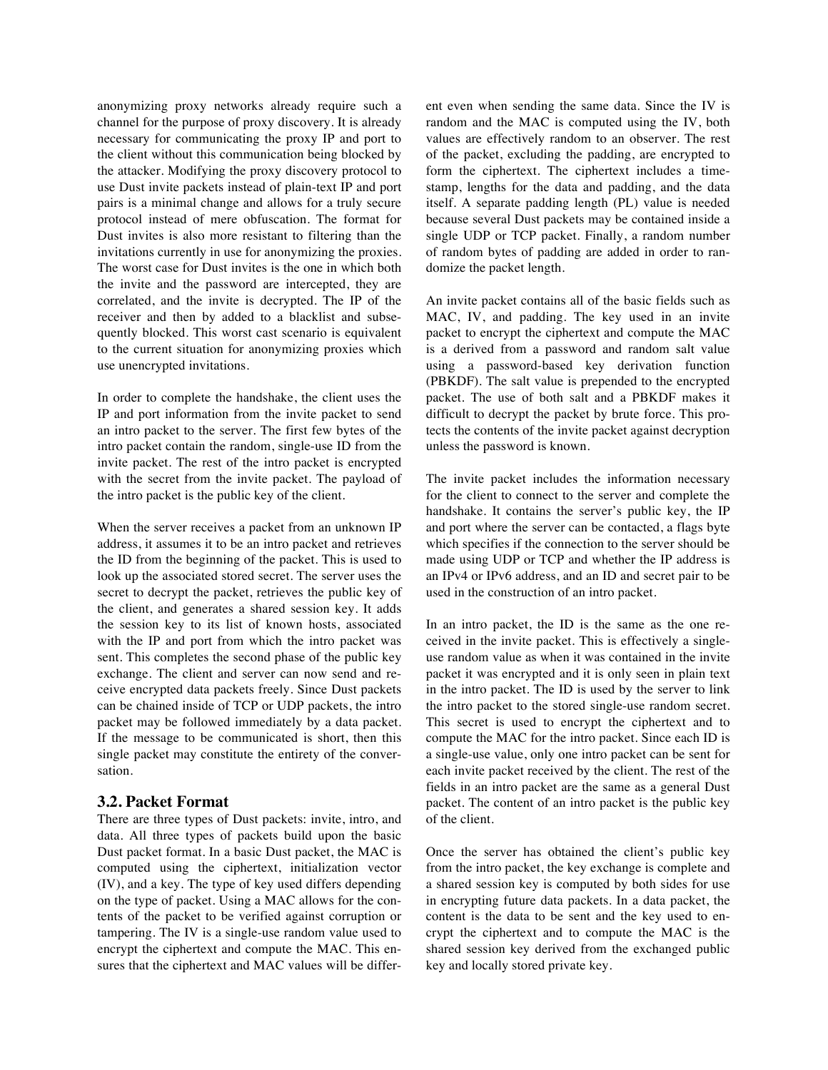anonymizing proxy networks already require such a channel for the purpose of proxy discovery. It is already necessary for communicating the proxy IP and port to the client without this communication being blocked by the attacker. Modifying the proxy discovery protocol to use Dust invite packets instead of plain-text IP and port pairs is a minimal change and allows for a truly secure protocol instead of mere obfuscation. The format for Dust invites is also more resistant to filtering than the invitations currently in use for anonymizing the proxies. The worst case for Dust invites is the one in which both the invite and the password are intercepted, they are correlated, and the invite is decrypted. The IP of the receiver and then by added to a blacklist and subsequently blocked. This worst cast scenario is equivalent to the current situation for anonymizing proxies which use unencrypted invitations.

In order to complete the handshake, the client uses the IP and port information from the invite packet to send an intro packet to the server. The first few bytes of the intro packet contain the random, single-use ID from the invite packet. The rest of the intro packet is encrypted with the secret from the invite packet. The payload of the intro packet is the public key of the client.

When the server receives a packet from an unknown IP address, it assumes it to be an intro packet and retrieves the ID from the beginning of the packet. This is used to look up the associated stored secret. The server uses the secret to decrypt the packet, retrieves the public key of the client, and generates a shared session key. It adds the session key to its list of known hosts, associated with the IP and port from which the intro packet was sent. This completes the second phase of the public key exchange. The client and server can now send and receive encrypted data packets freely. Since Dust packets can be chained inside of TCP or UDP packets, the intro packet may be followed immediately by a data packet. If the message to be communicated is short, then this single packet may constitute the entirety of the conversation.

### 3.2. Packet Format

There are three types of Dust packets: invite, intro, and data. All three types of packets build upon the basic Dust packet format. In a basic Dust packet, the MAC is computed using the ciphertext, initialization vector (IV), and a key. The type of key used differs depending on the type of packet. Using a MAC allows for the contents of the packet to be verified against corruption or tampering. The IV is a single-use random value used to encrypt the ciphertext and compute the MAC. This ensures that the ciphertext and MAC values will be different even when sending the same data. Since the IV is random and the MAC is computed using the IV, both values are effectively random to an observer. The rest of the packet, excluding the padding, are encrypted to form the ciphertext. The ciphertext includes a timestamp, lengths for the data and padding, and the data itself. A separate padding length (PL) value is needed because several Dust packets may be contained inside a single UDP or TCP packet. Finally, a random number of random bytes of padding are added in order to randomize the packet length.

An invite packet contains all of the basic fields such as MAC, IV, and padding. The key used in an invite packet to encrypt the ciphertext and compute the MAC is a derived from a password and random salt value using a password-based key derivation function (PBKDF). The salt value is prepended to the encrypted packet. The use of both salt and a PBKDF makes it difficult to decrypt the packet by brute force. This protects the contents of the invite packet against decryption unless the password is known.

The invite packet includes the information necessary for the client to connect to the server and complete the handshake. It contains the server's public key, the IP and port where the server can be contacted, a flags byte which specifies if the connection to the server should be made using UDP or TCP and whether the IP address is an IPv4 or IPv6 address, and an ID and secret pair to be used in the construction of an intro packet.

In an intro packet, the ID is the same as the one received in the invite packet. This is effectively a single-use random value as when it was contained in the invite packet it was encrypted and it is only seen in plain text in the intro packet. The ID is used by the server to link the intro packet to the stored single-use random secret. This secret is used to encrypt the ciphertext and to compute the MAC for the intro packet. Since each ID is a single-use value, only one intro packet can be sent for each invite packet received by the client. The rest of the fields in an intro packet are the same as a general Dust packet. The content of an intro packet is the public key of the client.

Once the server has obtained the client's public key from the intro packet, the key exchange is complete and a shared session key is computed by both sides for use in encrypting future data packets. In a data packet, the content is the data to be sent and the key used to encrypt the ciphertext and to compute the MAC is the shared session key derived from the exchanged public key and locally stored private key.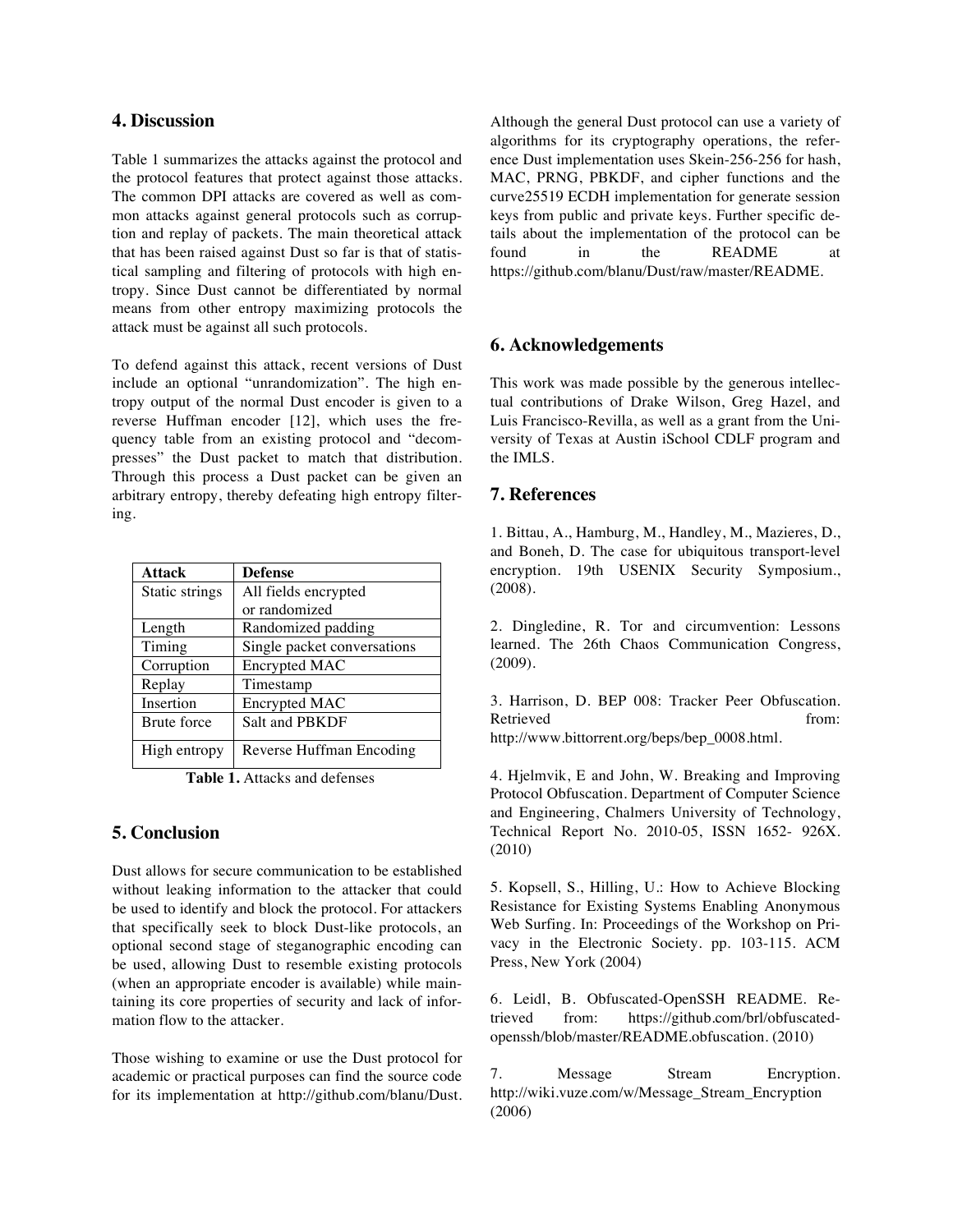## 4. Discussion

Table 1 summarizes the attacks against the protocol and the protocol features that protect against those attacks. The common DPI attacks are covered as well as common attacks against general protocols such as corruption and replay of packets. The main theoretical attack that has been raised against Dust so far is that of statistical sampling and filtering of protocols with high entropy. Since Dust cannot be differentiated by normal means from other entropy maximizing protocols the attack must be against all such protocols.

To defend against this attack, recent versions of Dust include an optional "unrandomization". The high entropy output of the normal Dust encoder is given to a reverse Huffman encoder [12], which uses the frequency table from an existing protocol and "decompresses" the Dust packet to match that distribution. Through this process a Dust packet can be given an arbitrary entropy, thereby defeating high entropy filtering.

| Attack | Defense |
| --- | --- |
| Static strings | All fields encrypted or randomized |
| Length | Randomized padding |
| Timing | Single packet conversations |
| Corruption | Encrypted MAC |
| Replay | Timestamp |
| Insertion | Encrypted MAC |
| Brute force | Salt and PBKDF |
| High entropy | Reverse Huffman Encoding |

**Table 1.** Attacks and defenses

## 5. Conclusion

Dust allows for secure communication to be established without leaking information to the attacker that could be used to identify and block the protocol. For attackers that specifically seek to block Dust-like protocols, an optional second stage of steganographic encoding can be used, allowing Dust to resemble existing protocols (when an appropriate encoder is available) while maintaining its core properties of security and lack of information flow to the attacker.

Those wishing to examine or use the Dust protocol for academic or practical purposes can find the source code for its implementation at http://github.com/blanu/Dust. Although the general Dust protocol can use a variety of algorithms for its cryptography operations, the reference Dust implementation uses Skein-256-256 for hash, MAC, PRNG, PBKDF, and cipher functions and the curve25519 ECDH implementation for generate session keys from public and private keys. Further specific details about the implementation of the protocol can be found in the README at https://github.com/blanu/Dust/raw/master/README.

## 6. Acknowledgements

This work was made possible by the generous intellectual contributions of Drake Wilson, Greg Hazel, and Luis Francisco-Revilla, as well as a grant from the University of Texas at Austin iSchool CDLF program and the IMLS.

## 7. References

1. Bittau, A., Hamburg, M., Handley, M., Mazieres, D., and Boneh, D. The case for ubiquitous transport-level encryption. 19th USENIX Security Symposium., (2008).

2. Dingledine, R. Tor and circumvention: Lessons learned. The 26th Chaos Communication Congress, (2009).

3. Harrison, D. BEP 008: Tracker Peer Obfuscation. Retrieved from: http://www.bittorrent.org/beps/bep_0008.html.

4. Hjelmvik, E and John, W. Breaking and Improving Protocol Obfuscation. Department of Computer Science and Engineering, Chalmers University of Technology, Technical Report No. 2010-05, ISSN 1652- 926X. (2010)

5. Kopsell, S., Hilling, U.: How to Achieve Blocking Resistance for Existing Systems Enabling Anonymous Web Surfing. In: Proceedings of the Workshop on Privacy in the Electronic Society. pp. 103-115. ACM Press, New York (2004)

6. Leidl, B. Obfuscated-OpenSSH README. Retrieved from: https://github.com/brl/obfuscated-openssh/blob/master/README.obfuscation. (2010)

7. Message Stream Encryption. http://wiki.vuze.com/w/Message_Stream_Encryption (2006)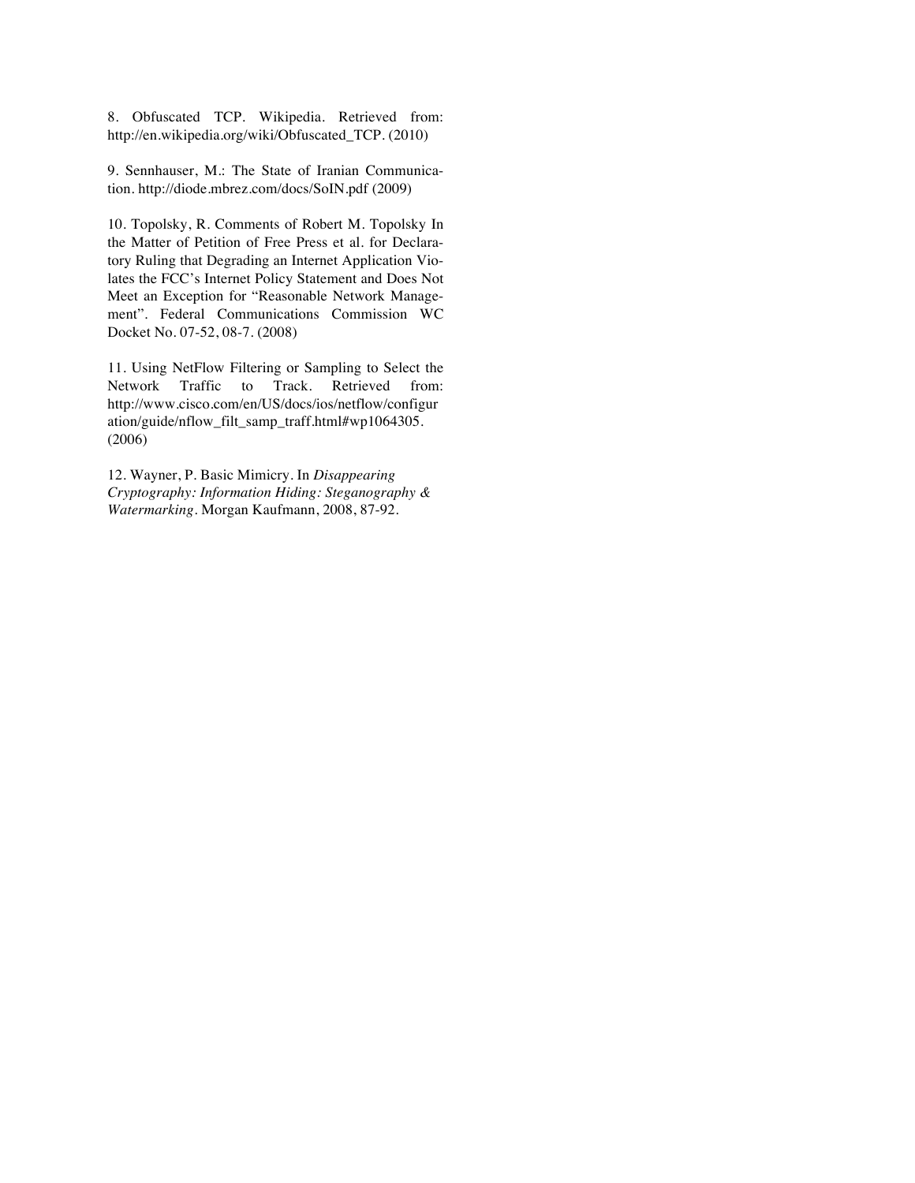8. Obfuscated TCP. Wikipedia. Retrieved from: http://en.wikipedia.org/wiki/Obfuscated_TCP. (2010)

9. Sennhauser, M.: The State of Iranian Communication. http://diode.mbrez.com/docs/SoIN.pdf (2009)

10. Topolsky, R. Comments of Robert M. Topolsky In the Matter of Petition of Free Press et al. for Declaratory Ruling that Degrading an Internet Application Violates the FCC's Internet Policy Statement and Does Not Meet an Exception for "Reasonable Network Management". Federal Communications Commission WC Docket No. 07-52, 08-7. (2008)

11. Using NetFlow Filtering or Sampling to Select the Network Traffic to Track. Retrieved from: http://www.cisco.com/en/US/docs/ios/netflow/configuration/guide/nflow_filt_samp_traff.html#wp1064305. (2006)

12. Wayner, P. Basic Mimicry. In *Disappearing Cryptography: Information Hiding: Steganography & Watermarking*. Morgan Kaufmann, 2008, 87-92.